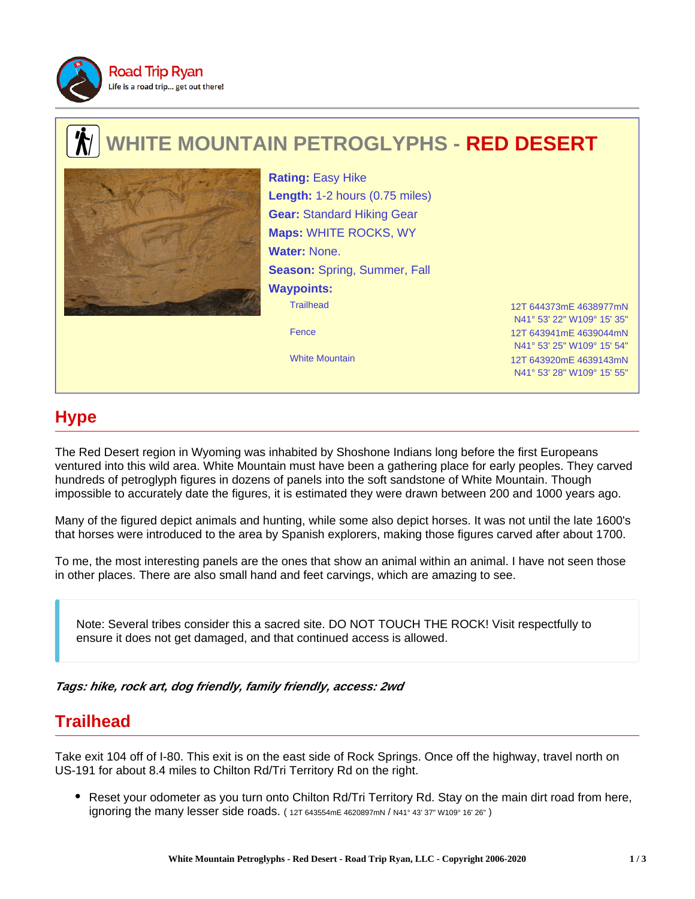# WHITE MOUNTAIN PETROGLYPHS - RED DESERT

**Rating:** Easy Hike
**Length:** 1-2 hours (0.75 miles)
**Gear:** Standard Hiking Gear
**Maps:** WHITE ROCKS, WY
**Water:** None.
**Season:** Spring, Summer, Fall
**Waypoints:**

| Waypoint | Coordinates |
| --- | --- |
| Trailhead | 12T 644373mE 4638977mN<br>N41° 53' 22" W109° 15' 35" |
| Fence | 12T 643941mE 4639044mN<br>N41° 53' 25" W109° 15' 54" |
| White Mountain | 12T 643920mE 4639143mN<br>N41° 53' 28" W109° 15' 55" |

## Hype

The Red Desert region in Wyoming was inhabited by Shoshone Indians long before the first Europeans ventured into this wild area. White Mountain must have been a gathering place for early peoples. They carved hundreds of petroglyph figures in dozens of panels into the soft sandstone of White Mountain. Though impossible to accurately date the figures, it is estimated they were drawn between 200 and 1000 years ago.

Many of the figured depict animals and hunting, while some also depict horses. It was not until the late 1600's that horses were introduced to the area by Spanish explorers, making those figures carved after about 1700.

To me, the most interesting panels are the ones that show an animal within an animal. I have not seen those in other places. There are also small hand and feet carvings, which are amazing to see.

> Note: Several tribes consider this a sacred site. DO NOT TOUCH THE ROCK! Visit respectfully to ensure it does not get damaged, and that continued access is allowed.

***Tags: hike, rock art, dog friendly, family friendly, access: 2wd***

## Trailhead

Take exit 104 off of I-80. This exit is on the east side of Rock Springs. Once off the highway, travel north on US-191 for about 8.4 miles to Chilton Rd/Tri Territory Rd on the right.

- Reset your odometer as you turn onto Chilton Rd/Tri Territory Rd. Stay on the main dirt road from here, ignoring the many lesser side roads. ( 12T 643554mE 4620897mN / N41° 43' 37" W109° 16' 26" )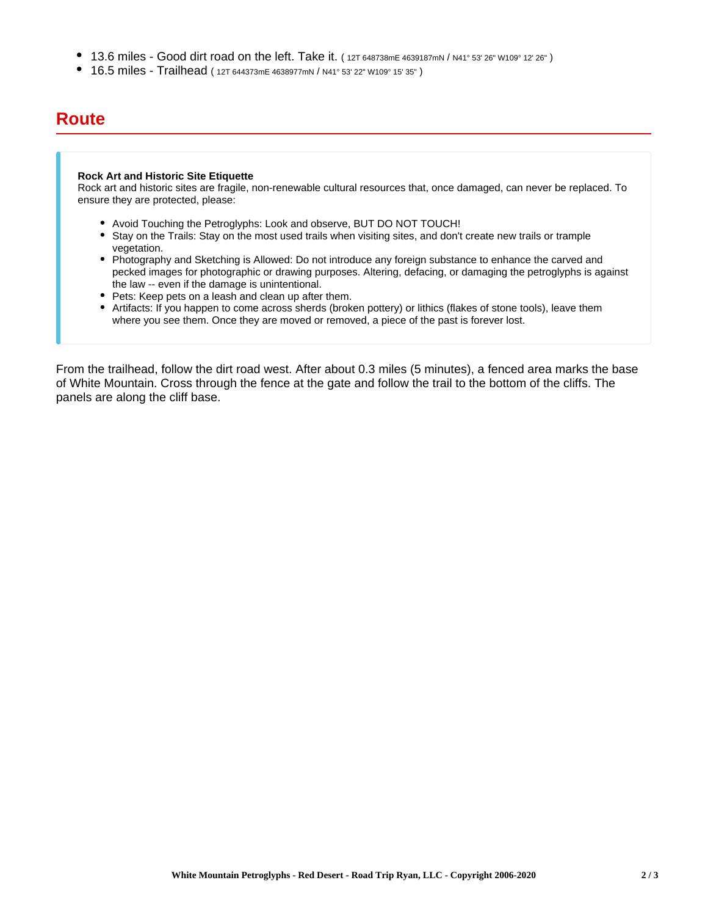- 13.6 miles - Good dirt road on the left. Take it. ( 12T 648738mE 4639187mN / N41° 53' 26" W109° 12' 26" )
- 16.5 miles - Trailhead ( 12T 644373mE 4638977mN / N41° 53' 22" W109° 15' 35" )

## Route

**Rock Art and Historic Site Etiquette**
Rock art and historic sites are fragile, non-renewable cultural resources that, once damaged, can never be replaced. To ensure they are protected, please:

- Avoid Touching the Petroglyphs: Look and observe, BUT DO NOT TOUCH!
- Stay on the Trails: Stay on the most used trails when visiting sites, and don't create new trails or trample vegetation.
- Photography and Sketching is Allowed: Do not introduce any foreign substance to enhance the carved and pecked images for photographic or drawing purposes. Altering, defacing, or damaging the petroglyphs is against the law -- even if the damage is unintentional.
- Pets: Keep pets on a leash and clean up after them.
- Artifacts: If you happen to come across sherds (broken pottery) or lithics (flakes of stone tools), leave them where you see them. Once they are moved or removed, a piece of the past is forever lost.

From the trailhead, follow the dirt road west. After about 0.3 miles (5 minutes), a fenced area marks the base of White Mountain. Cross through the fence at the gate and follow the trail to the bottom of the cliffs. The panels are along the cliff base.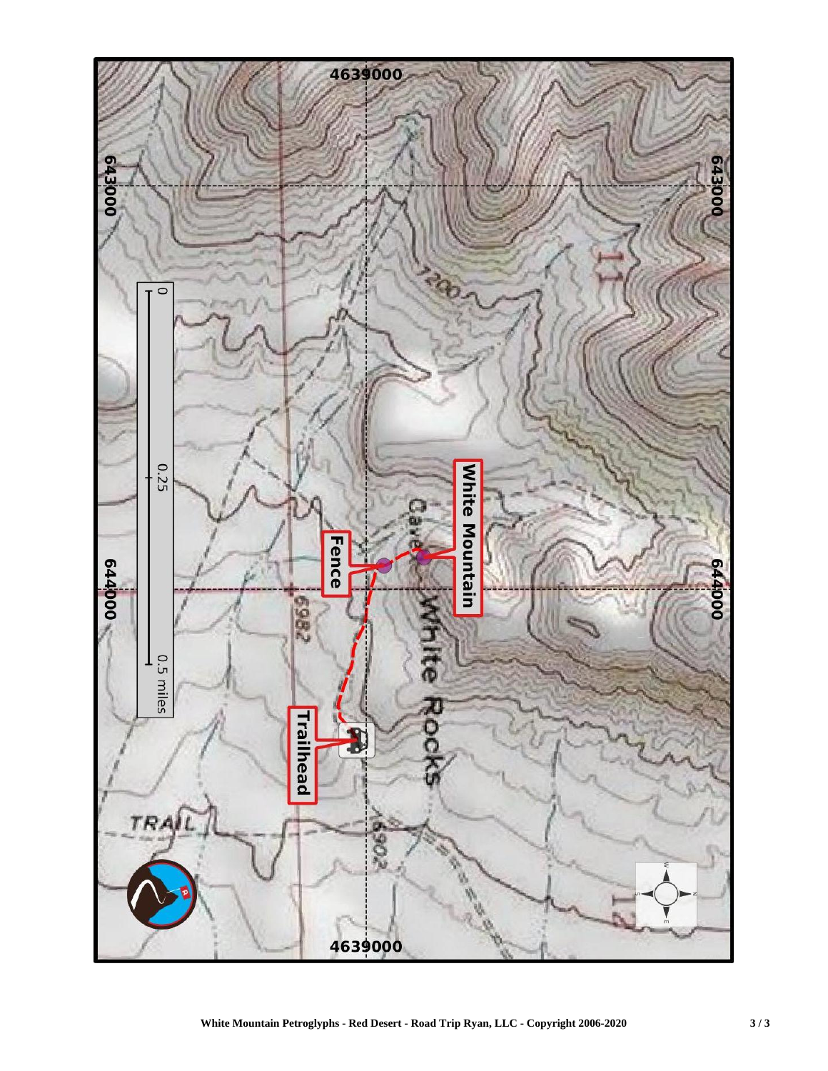4639000

643000

643000

0

0.25

0.5 miles

White Mountain

Fence

644000

644000

Trailhead

Cave

White Rocks

TRAIL

4639000